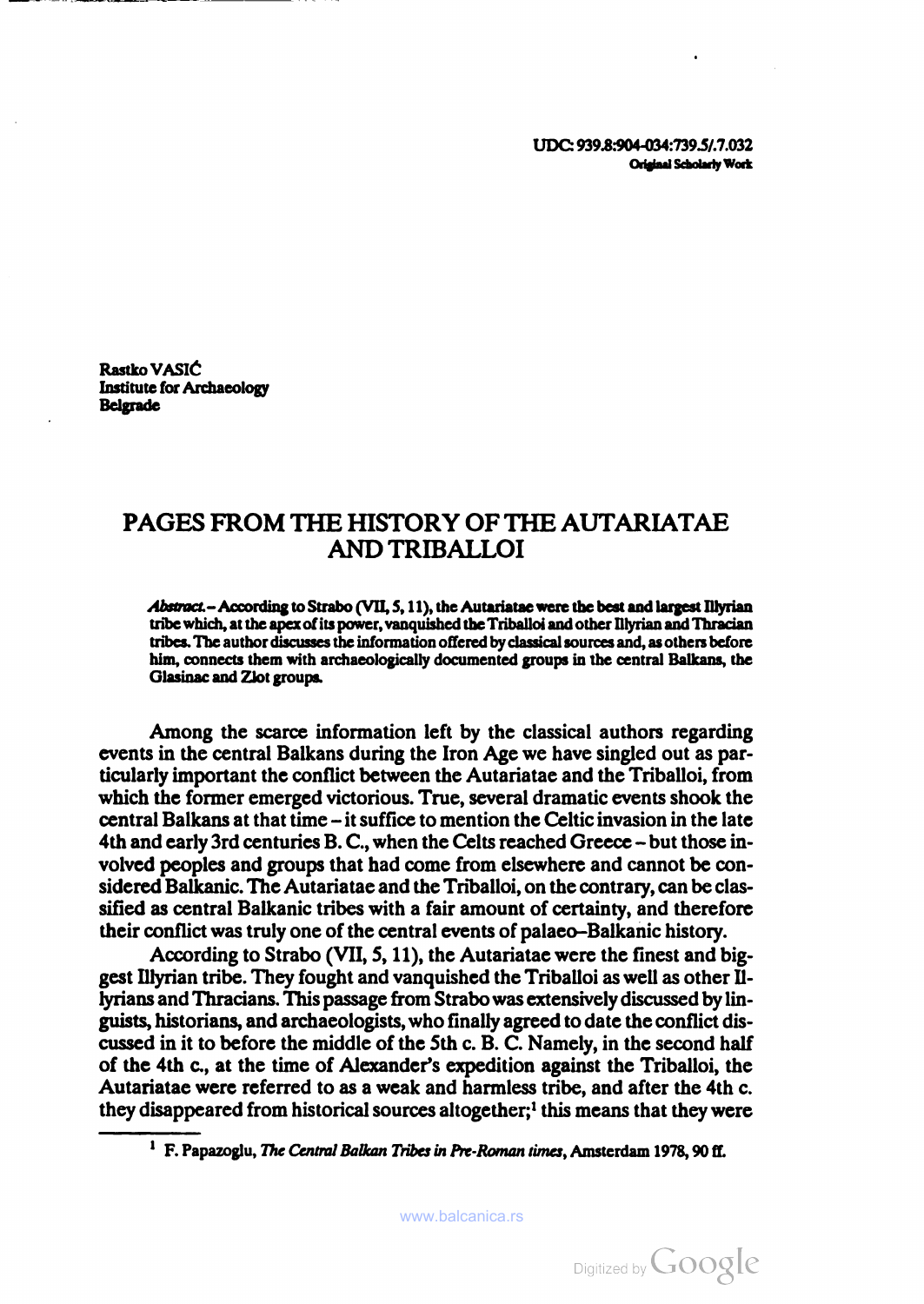UDC: 939.8:904-034:739.5/.7.032
**Original Scholarly Work**

Rastko VASIĆ
Institute for Archaeology
Belgrade

# PAGES FROM THE HISTORY OF THE AUTARIATAE AND TRIBALLOI

***Abstract.*** **– According to Strabo (VII, 5, 11), the Autariatae were the best and largest Illyrian tribe which, at the apex of its power, vanquished the Triballoi and other Illyrian and Thracian tribes. The author discusses the information offered by classical sources and, as others before him, connects them with archaeologically documented groups in the central Balkans, the Glasinac and Zlot groups.**

Among the scarce information left by the classical authors regarding events in the central Balkans during the Iron Age we have singled out as particularly important the conflict between the Autariatae and the Triballoi, from which the former emerged victorious. True, several dramatic events shook the central Balkans at that time – it suffice to mention the Celtic invasion in the late 4th and early 3rd centuries B. C., when the Celts reached Greece – but those involved peoples and groups that had come from elsewhere and cannot be considered Balkanic. The Autariatae and the Triballoi, on the contrary, can be classified as central Balkanic tribes with a fair amount of certainty, and therefore their conflict was truly one of the central events of palaeo–Balkanic history.

According to Strabo (VII, 5, 11), the Autariatae were the finest and biggest Illyrian tribe. They fought and vanquished the Triballoi as well as other Illyrians and Thracians. This passage from Strabo was extensively discussed by linguists, historians, and archaeologists, who finally agreed to date the conflict discussed in it to before the middle of the 5th c. B. C. Namely, in the second half of the 4th c., at the time of Alexander's expedition against the Triballoi, the Autariatae were referred to as a weak and harmless tribe, and after the 4th c. they disappeared from historical sources altogether;[1] this means that they were

[1] F. Papazoglu, *The Central Balkan Tribes in Pre-Roman times*, Amsterdam 1978, 90 ff.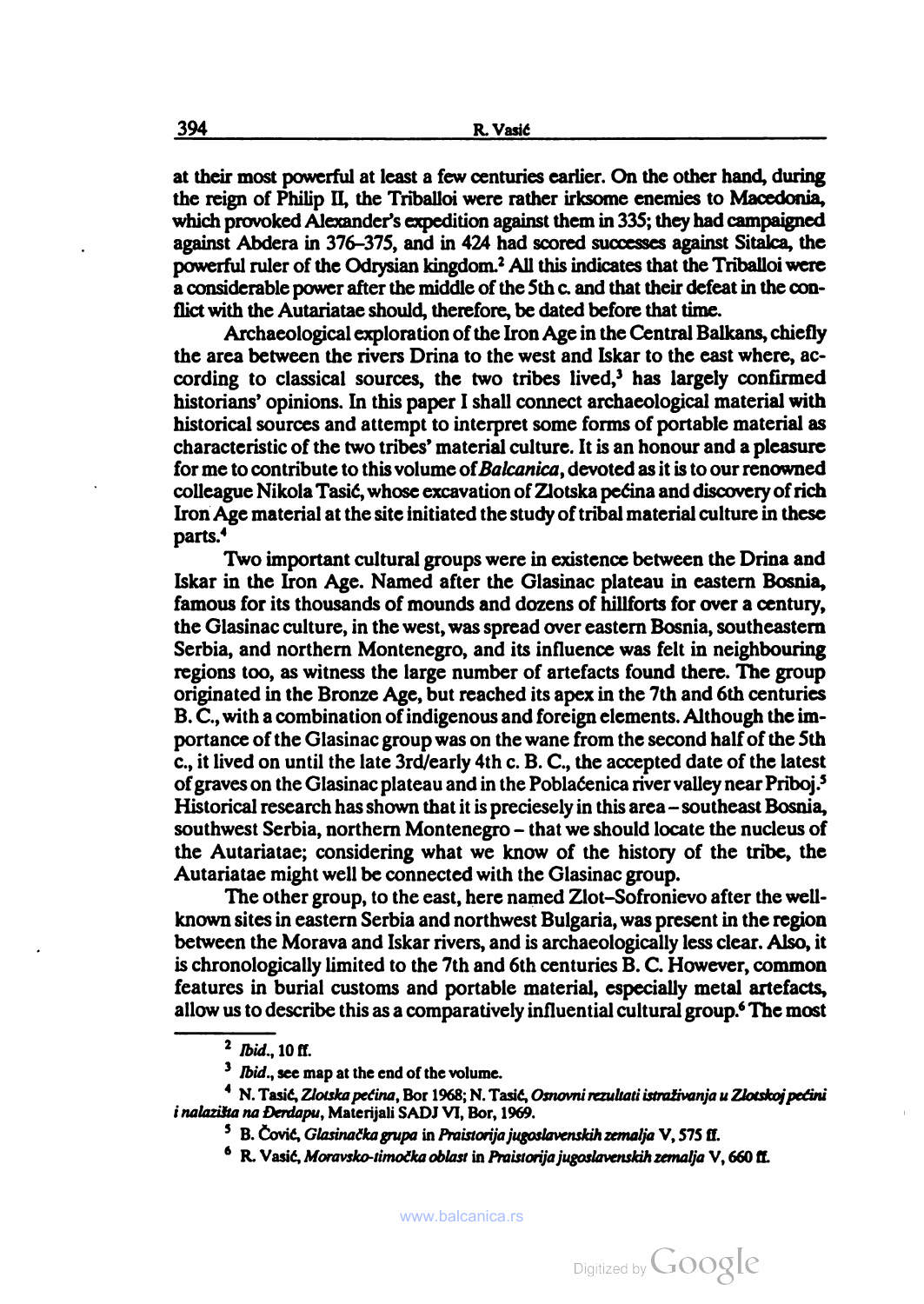at their most powerful at least a few centuries earlier. On the other hand, during the reign of Philip II, the Triballoi were rather irksome enemies to Macedonia, which provoked Alexander's expedition against them in 335; they had campaigned against Abdera in 376–375, and in 424 had scored successes against Sitalca, the powerful ruler of the Odrysian kingdom.[2] All this indicates that the Triballoi were a considerable power after the middle of the 5th c. and that their defeat in the conflict with the Autariatae should, therefore, be dated before that time.

Archaeological exploration of the Iron Age in the Central Balkans, chiefly the area between the rivers Drina to the west and Iskar to the east where, according to classical sources, the two tribes lived,[3] has largely confirmed historians' opinions. In this paper I shall connect archaeological material with historical sources and attempt to interpret some forms of portable material as characteristic of the two tribes' material culture. It is an honour and a pleasure for me to contribute to this volume of *Balcanica*, devoted as it is to our renowned colleague Nikola Tasić, whose excavation of Zlotska pećina and discovery of rich Iron Age material at the site initiated the study of tribal material culture in these parts.[4]

Two important cultural groups were in existence between the Drina and Iskar in the Iron Age. Named after the Glasinac plateau in eastern Bosnia, famous for its thousands of mounds and dozens of hillforts for over a century, the Glasinac culture, in the west, was spread over eastern Bosnia, southeastern Serbia, and northern Montenegro, and its influence was felt in neighbouring regions too, as witness the large number of artefacts found there. The group originated in the Bronze Age, but reached its apex in the 7th and 6th centuries B. C., with a combination of indigenous and foreign elements. Although the importance of the Glasinac group was on the wane from the second half of the 5th c., it lived on until the late 3rd/early 4th c. B. C., the accepted date of the latest of graves on the Glasinac plateau and in the Poblaćenica river valley near Priboj.[5] Historical research has shown that it is preciesely in this area – southeast Bosnia, southwest Serbia, northern Montenegro – that we should locate the nucleus of the Autariatae; considering what we know of the history of the tribe, the Autariatae might well be connected with the Glasinac group.

The other group, to the east, here named Zlot–Sofronievo after the well-known sites in eastern Serbia and northwest Bulgaria, was present in the region between the Morava and Iskar rivers, and is archaeologically less clear. Also, it is chronologically limited to the 7th and 6th centuries B. C. However, common features in burial customs and portable material, especially metal artefacts, allow us to describe this as a comparatively influential cultural group.[6] The most

---

[2] *Ibid.*, 10 ff.

[3] *Ibid.*, see map at the end of the volume.

[4] N. Tasić, *Zlotska pećina*, Bor 1968; N. Tasić, *Osnovni rezultati istraživanja u Zlotskoj pećini i nalazišta na Đerdapu*, Materijali SADJ VI, Bor, 1969.

[5] B. Čović, *Glasinačka grupa* in *Praistorija jugoslavenskih zemalja* V, 575 ff.

[6] R. Vasić, *Moravsko-timočka oblast* in *Praistorija jugoslavenskih zemalja* V, 660 ff.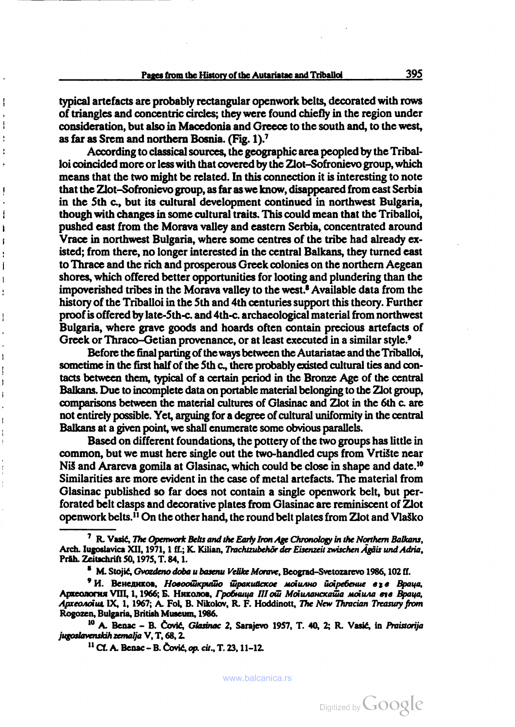typical artefacts are probably rectangular openwork belts, decorated with rows of triangles and concentric circles; they were found chiefly in the region under consideration, but also in Macedonia and Greece to the south and, to the west, as far as Srem and northern Bosnia. (Fig. 1).[7]

According to classical sources, the geographic area peopled by the Triballoi coincided more or less with that covered by the Zlot–Sofronievo group, which means that the two might be related. In this connection it is interesting to note that the Zlot–Sofronievo group, as far as we know, disappeared from east Serbia in the 5th c., but its cultural development continued in northwest Bulgaria, though with changes in some cultural traits. This could mean that the Triballoi, pushed east from the Morava valley and eastern Serbia, concentrated around Vrace in northwest Bulgaria, where some centres of the tribe had already existed; from there, no longer interested in the central Balkans, they turned east to Thrace and the rich and prosperous Greek colonies on the northern Aegean shores, which offered better opportunities for looting and plundering than the impoverished tribes in the Morava valley to the west.[8] Available data from the history of the Triballoi in the 5th and 4th centuries support this theory. Further proof is offered by late-5th-c. and 4th-c. archaeological material from northwest Bulgaria, where grave goods and hoards often contain precious artefacts of Greek or Thraco–Getian provenance, or at least executed in a similar style.[9]

Before the final parting of the ways between the Autariatae and the Triballoi, sometime in the first half of the 5th c., there probably existed cultural ties and contacts between them, typical of a certain period in the Bronze Age of the central Balkans. Due to incomplete data on portable material belonging to the Zlot group, comparisons between the material cultures of Glasinac and Zlot in the 6th c. are not entirely possible. Yet, arguing for a degree of cultural uniformity in the central Balkans at a given point, we shall enumerate some obvious parallels.

Based on different foundations, the pottery of the two groups has little in common, but we must here single out the two-handled cups from Vrtište near Niš and Arareva gomila at Glasinac, which could be close in shape and date.[10] Similarities are more evident in the case of metal artefacts. The material from Glasinac published so far does not contain a single openwork belt, but perforated belt clasps and decorative plates from Glasinac are reminiscent of Zlot openwork belts.[11] On the other hand, the round belt plates from Zlot and Vlaško

---

[7] R. Vasić, *The Openwork Belts and the Early Iron Age Chronology in the Northern Balkans*, Arch. Iugoslavica XII, 1971, 1 ff.; K. Kilian, *Trachtzubehör der Eisenzeit zwischen Ägäis und Adria*, Präh. Zeitschrift 50, 1975, T. 84, 1.

[8] M. Stojić, *Gvozdeno doba u basenu Velike Morave*, Beograd–Svetozarevo 1986, 102 ff.

[9] И. Венедиков, *Новооткрито тракийское могилно погребение в гр. Враца*, Археология VIII, 1, 1966; Б. Николов, *Гробница III от Могиланската могила в гр. Враца*, *Археология* IX, 1, 1967; A. Fol, B. Nikolov, R. F. Hoddinott, *The New Thracian Treasury from* Rogozen, Bulgaria, British Museum, 1986.

[10] A. Benac – B. Čović, *Glasinac 2*, Sarajevo 1957, T. 40, 2; R. Vasić, in *Praistorija jugoslavenskih zemalja* V, T, 68, 2.

[11] Cf. A. Benac – B. Čović, *op. cit.*, T. 23, 11–12.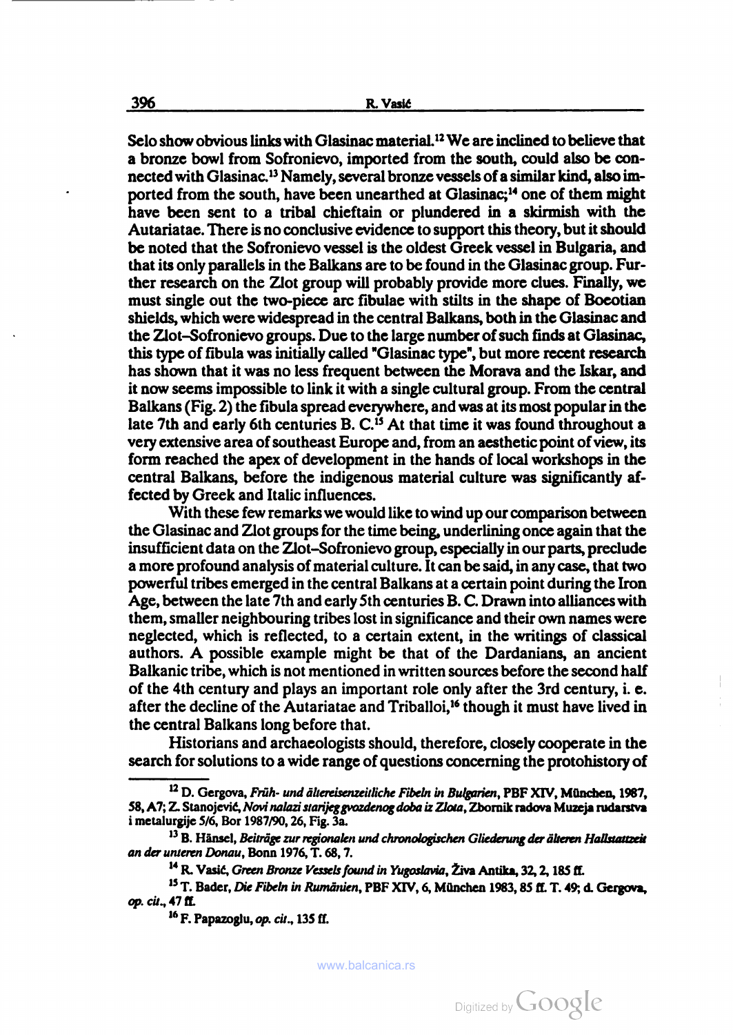Selo show obvious links with Glasinac material.[12] We are inclined to believe that a bronze bowl from Sofronievo, imported from the south, could also be connected with Glasinac.[13] Namely, several bronze vessels of a similar kind, also imported from the south, have been unearthed at Glasinac;[14] one of them might have been sent to a tribal chieftain or plundered in a skirmish with the Autariatae. There is no conclusive evidence to support this theory, but it should be noted that the Sofronievo vessel is the oldest Greek vessel in Bulgaria, and that its only parallels in the Balkans are to be found in the Glasinac group. Further research on the Zlot group will probably provide more clues. Finally, we must single out the two-piece arc fibulae with stilts in the shape of Boeotian shields, which were widespread in the central Balkans, both in the Glasinac and the Zlot–Sofronievo groups. Due to the large number of such finds at Glasinac, this type of fibula was initially called "Glasinac type", but more recent research has shown that it was no less frequent between the Morava and the Iskar, and it now seems impossible to link it with a single cultural group. From the central Balkans (Fig. 2) the fibula spread everywhere, and was at its most popular in the late 7th and early 6th centuries B. C.[15] At that time it was found throughout a very extensive area of southeast Europe and, from an aesthetic point of view, its form reached the apex of development in the hands of local workshops in the central Balkans, before the indigenous material culture was significantly affected by Greek and Italic influences.

With these few remarks we would like to wind up our comparison between the Glasinac and Zlot groups for the time being, underlining once again that the insufficient data on the Zlot–Sofronievo group, especially in our parts, preclude a more profound analysis of material culture. It can be said, in any case, that two powerful tribes emerged in the central Balkans at a certain point during the Iron Age, between the late 7th and early 5th centuries B. C. Drawn into alliances with them, smaller neighbouring tribes lost in significance and their own names were neglected, which is reflected, to a certain extent, in the writings of classical authors. A possible example might be that of the Dardanians, an ancient Balkanic tribe, which is not mentioned in written sources before the second half of the 4th century and plays an important role only after the 3rd century, i. e. after the decline of the Autariatae and Triballoi,[16] though it must have lived in the central Balkans long before that.

Historians and archaeologists should, therefore, closely cooperate in the search for solutions to a wide range of questions concerning the protohistory of

---

[12] D. Gergova, *Früh- und ältereisenzeitliche Fibeln in Bulgarien*, PBF XIV, München, 1987, 58, A7; Z. Stanojević, *Novi nalazi starijeg gvozdenog doba iz Zlota*, Zbornik radova Muzeja rudarstva i metalurgije 5/6, Bor 1987/90, 26, Fig. 3a.

[13] B. Hänsel, *Beiträge zur regionalen und chronologischen Gliederung der älteren Hallstattzeit an der unteren Donau*, Bonn 1976, T. 68, 7.

[14] R. Vasić, *Green Bronze Vessels found in Yugoslavia*, Živa Antika, 32, 2, 185 ff.

[15] T. Bader, *Die Fibeln in Rumänien*, PBF XIV, 6, München 1983, 85 ff. T. 49; d. Gergova, *op. cit.*, 47 ff.

[16] F. Papazoglu, *op. cit.*, 135 ff.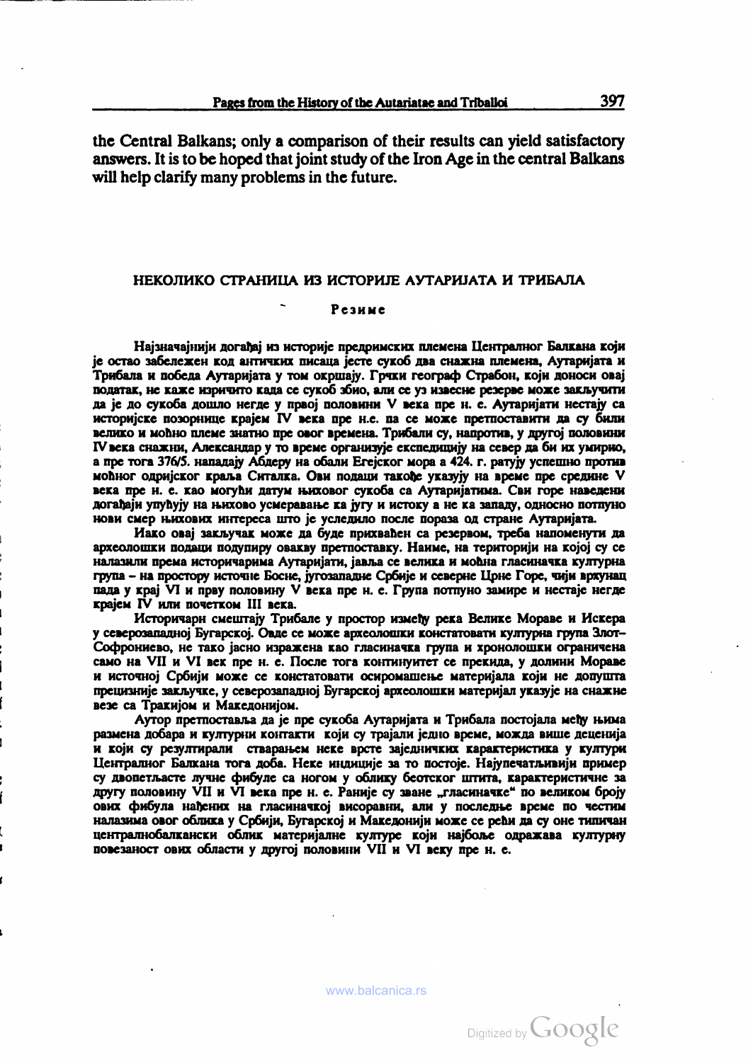the Central Balkans; only a comparison of their results can yield satisfactory answers. It is to be hoped that joint study of the Iron Age in the central Balkans will help clarify many problems in the future.

## НЕКОЛИКО СТРАНИЦА ИЗ ИСТОРИЈЕ АУТАРИЈАТА И ТРИБАЛА

### Резиме

Најзначајнији догађај из историје предримских племена Централног Балкана који је остао забележен код античких писаца јесте сукоб два снажна племена, Аутаријата и Трибала и победа Аутаријата у том окршају. Грчки географ Страбон, који доноси овај податак, не каже изричито када се сукоб збио, али се уз извесне резерве може закључити да је до сукоба дошло негде у првој половини V века пре н. е. Аутаријати нестају са историјске позорнице крајем IV века пре н.е. па се може претпоставити да су били велико и моћно племе знатно пре овог времена. Трибали су, напротив, у другој половини IV века снажни, Александар у то време организује експедицију на север да би их умирио, а пре тога 376/5. нападају Абдеру на обали Егејског мора а 424. г. ратују успешно против моћног одријског краља Ситалка. Ови подаци такође указују на време пре средине V века пре н. е. као могући датум њиховог сукоба са Аутаријатима. Сви горе наведени догађаји упућују на њихово усмеравање ка југу и истоку а не ка западу, односно потпуно нови смер њихових интереса што је уследило после пораза од стране Аутаријата.

Иако овај закључак може да буде прихваћен са резервом, треба напоменути да археолошки подаци подупиру овакву претпоставку. Наиме, на територији на којој су се налазили према историчарима Аутаријати, јавља се велика и моћна гласиначка културна група – на простору источне Босне, југозападне Србије и северне Црне Горе, чији врхунац пада у крај VI и прву половину V века пре н. е. Група потпуно замире и нестаје негде крајем IV или почетком III века.

Историчари смештају Трибале у простор између река Велике Мораве и Искера у северозападној Бугарској. Овде се може археолошки констатовати културна група Злот–Софрониево, не тако јасно изражена као гласиначка група и хронолошки ограничена само на VII и VI век пре н. е. После тога континуитет се прекида, у долини Мораве и источној Србији може се констатовати осиромашење материјала који не допушта прецизније закључке, у северозападној Бугарској археолошки материјал указује на снажне везе са Тракијом и Македонијом.

Аутор претпоставља да је пре сукоба Аутаријата и Трибала постојала међу њима размена добара и културни контакти који су трајали једно време, можда више деценија и који су резултирали стварањем неке врсте заједничких карактеристика у култури Централног Балкана тога доба. Неке индиције за то постоје. Најупечатљивији пример су двопетљасте лучне фибуле са ногом у облику беотског штита, карактеристичне за другу половину VII и VI века пре н. е. Раније су зване „гласиначке" по великом броју ових фибула нађених на гласиначкој висоравни, али у последње време по честим налазима овог облика у Србији, Бугарској и Македонији може се рећи да су оне типичан централнобалкански облик материјалне културе који најбоље одражава културну повезаност ових области у другој половини VII и VI веку пре н. е.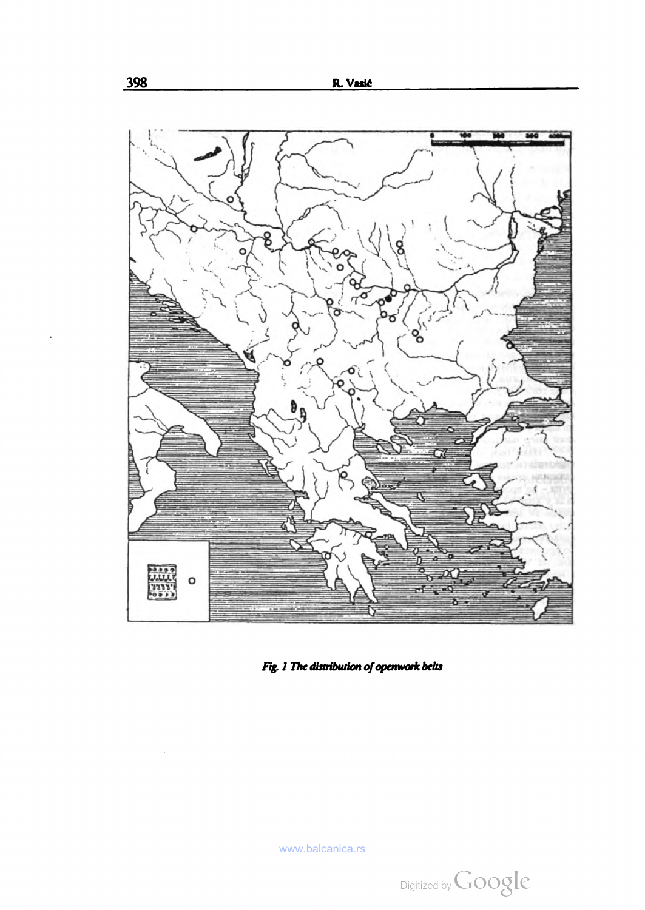*Fig. 1 The distribution of openwork belts*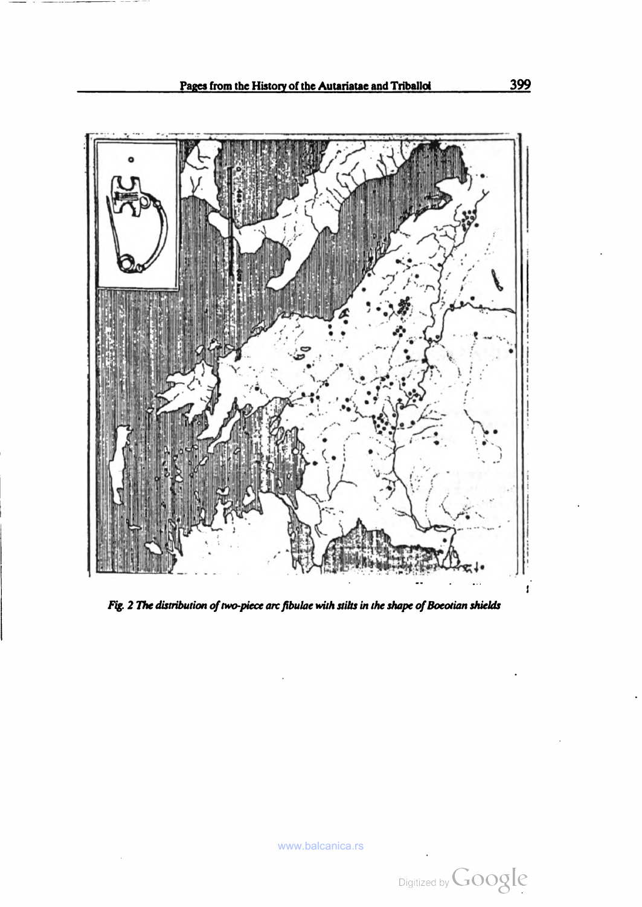*Fig. 2 The distribution of two-piece arc fibulae with stilts in the shape of Boeotian shields*